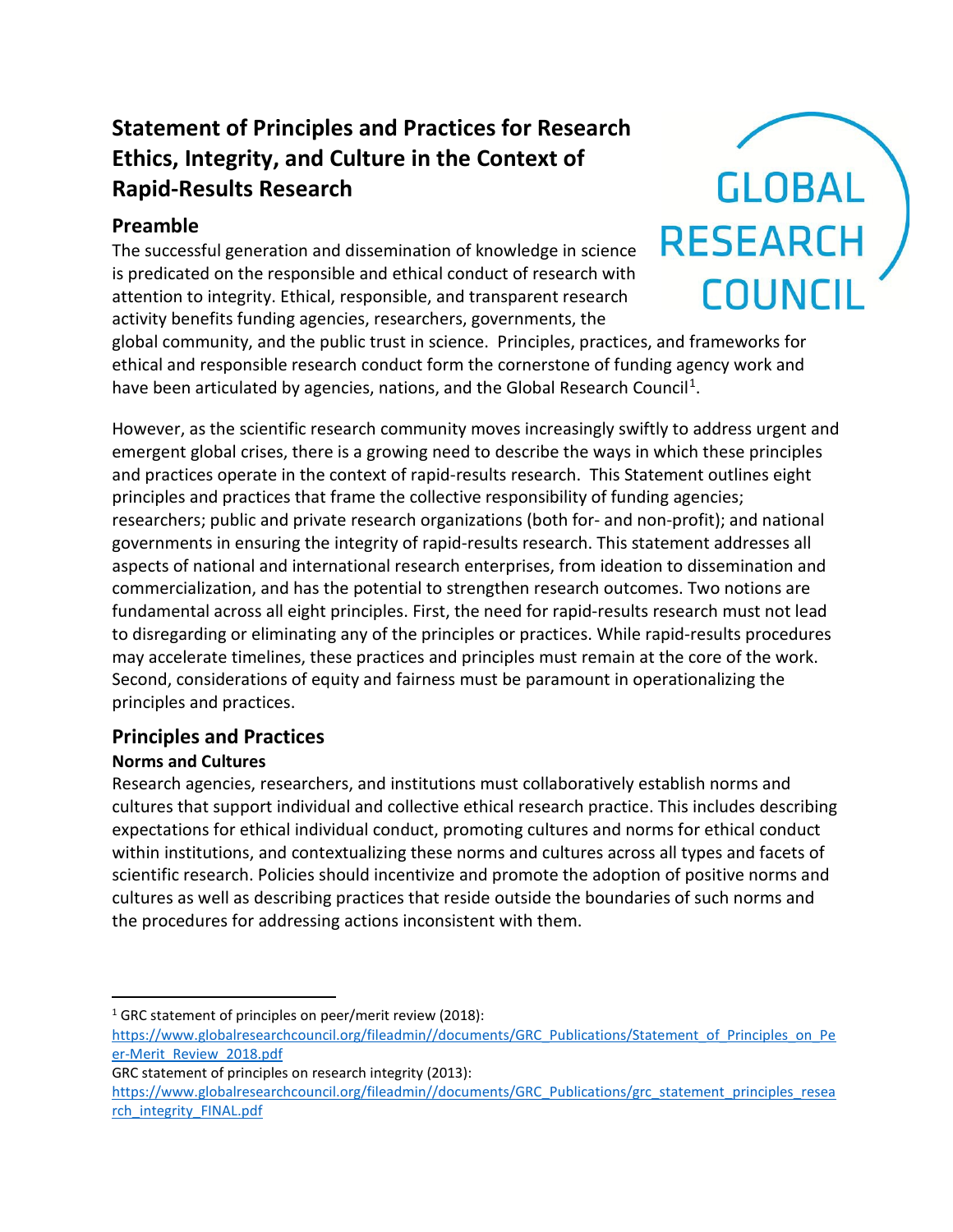# Statement of Principles and Practices for Research Ethics, Integrity, and Culture in the Context of Rapid-Results Research

GLOBAL RESEARCH COUNCIL

## Preamble

The successful generation and dissemination of knowledge in science is predicated on the responsible and ethical conduct of research with attention to integrity. Ethical, responsible, and transparent research activity benefits funding agencies, researchers, governments, the global community, and the public trust in science. Principles, practices, and frameworks for ethical and responsible research conduct form the cornerstone of funding agency work and have been articulated by agencies, nations, and the Global Research Council[1].

However, as the scientific research community moves increasingly swiftly to address urgent and emergent global crises, there is a growing need to describe the ways in which these principles and practices operate in the context of rapid-results research. This Statement outlines eight principles and practices that frame the collective responsibility of funding agencies; researchers; public and private research organizations (both for- and non-profit); and national governments in ensuring the integrity of rapid-results research. This statement addresses all aspects of national and international research enterprises, from ideation to dissemination and commercialization, and has the potential to strengthen research outcomes. Two notions are fundamental across all eight principles. First, the need for rapid-results research must not lead to disregarding or eliminating any of the principles or practices. While rapid-results procedures may accelerate timelines, these practices and principles must remain at the core of the work. Second, considerations of equity and fairness must be paramount in operationalizing the principles and practices.

## Principles and Practices

### Norms and Cultures

Research agencies, researchers, and institutions must collaboratively establish norms and cultures that support individual and collective ethical research practice. This includes describing expectations for ethical individual conduct, promoting cultures and norms for ethical conduct within institutions, and contextualizing these norms and cultures across all types and facets of scientific research. Policies should incentivize and promote the adoption of positive norms and cultures as well as describing practices that reside outside the boundaries of such norms and the procedures for addressing actions inconsistent with them.

---

[1] GRC statement of principles on peer/merit review (2018): https://www.globalresearchcouncil.org/fileadmin//documents/GRC_Publications/Statement_of_Principles_on_Peer-Merit_Review_2018.pdf

GRC statement of principles on research integrity (2013): https://www.globalresearchcouncil.org/fileadmin//documents/GRC_Publications/grc_statement_principles_research_integrity_FINAL.pdf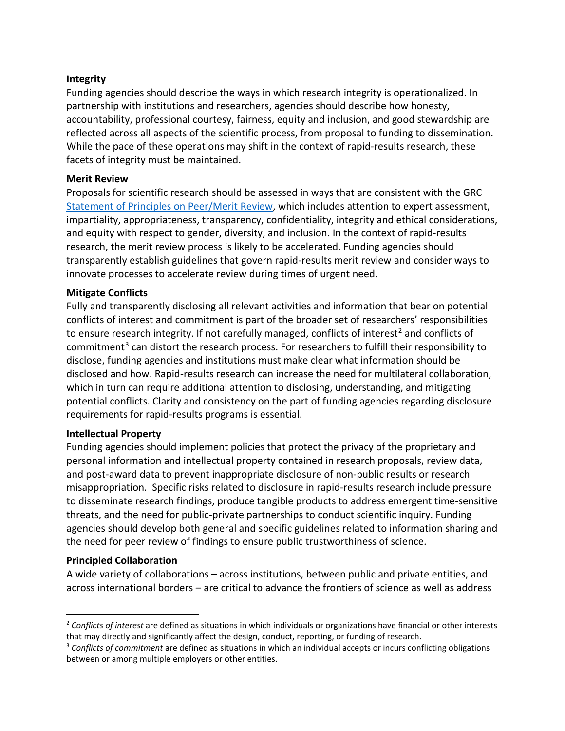**Integrity**

Funding agencies should describe the ways in which research integrity is operationalized. In partnership with institutions and researchers, agencies should describe how honesty, accountability, professional courtesy, fairness, equity and inclusion, and good stewardship are reflected across all aspects of the scientific process, from proposal to funding to dissemination. While the pace of these operations may shift in the context of rapid-results research, these facets of integrity must be maintained.

**Merit Review**

Proposals for scientific research should be assessed in ways that are consistent with the GRC Statement of Principles on Peer/Merit Review, which includes attention to expert assessment, impartiality, appropriateness, transparency, confidentiality, integrity and ethical considerations, and equity with respect to gender, diversity, and inclusion. In the context of rapid-results research, the merit review process is likely to be accelerated. Funding agencies should transparently establish guidelines that govern rapid-results merit review and consider ways to innovate processes to accelerate review during times of urgent need.

**Mitigate Conflicts**

Fully and transparently disclosing all relevant activities and information that bear on potential conflicts of interest and commitment is part of the broader set of researchers' responsibilities to ensure research integrity. If not carefully managed, conflicts of interest[2] and conflicts of commitment[3] can distort the research process. For researchers to fulfill their responsibility to disclose, funding agencies and institutions must make clear what information should be disclosed and how. Rapid-results research can increase the need for multilateral collaboration, which in turn can require additional attention to disclosing, understanding, and mitigating potential conflicts. Clarity and consistency on the part of funding agencies regarding disclosure requirements for rapid-results programs is essential.

**Intellectual Property**

Funding agencies should implement policies that protect the privacy of the proprietary and personal information and intellectual property contained in research proposals, review data, and post-award data to prevent inappropriate disclosure of non-public results or research misappropriation. Specific risks related to disclosure in rapid-results research include pressure to disseminate research findings, produce tangible products to address emergent time-sensitive threats, and the need for public-private partnerships to conduct scientific inquiry. Funding agencies should develop both general and specific guidelines related to information sharing and the need for peer review of findings to ensure public trustworthiness of science.

**Principled Collaboration**

A wide variety of collaborations – across institutions, between public and private entities, and across international borders – are critical to advance the frontiers of science as well as address

---

[2] *Conflicts of interest* are defined as situations in which individuals or organizations have financial or other interests that may directly and significantly affect the design, conduct, reporting, or funding of research.

[3] *Conflicts of commitment* are defined as situations in which an individual accepts or incurs conflicting obligations between or among multiple employers or other entities.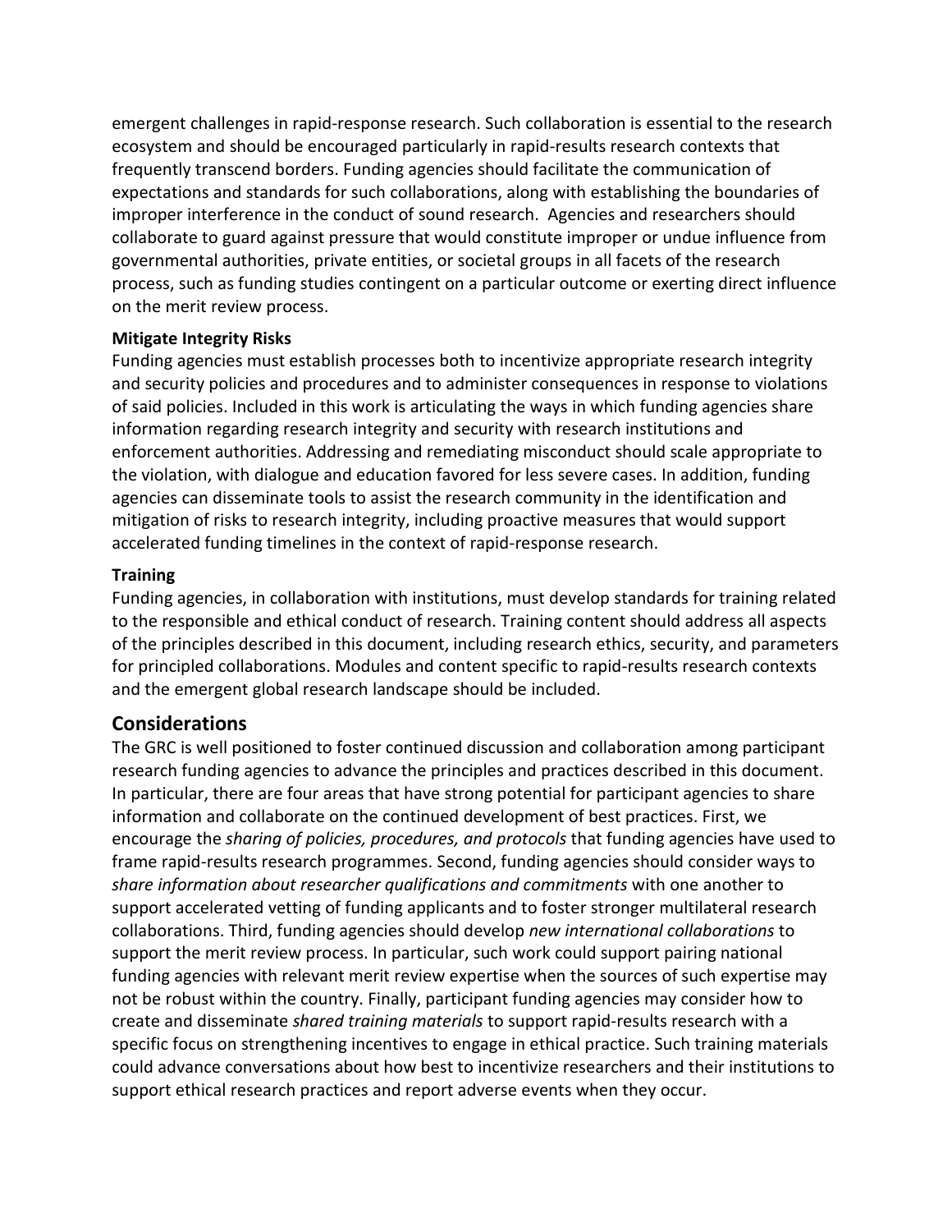emergent challenges in rapid-response research. Such collaboration is essential to the research ecosystem and should be encouraged particularly in rapid-results research contexts that frequently transcend borders. Funding agencies should facilitate the communication of expectations and standards for such collaborations, along with establishing the boundaries of improper interference in the conduct of sound research. Agencies and researchers should collaborate to guard against pressure that would constitute improper or undue influence from governmental authorities, private entities, or societal groups in all facets of the research process, such as funding studies contingent on a particular outcome or exerting direct influence on the merit review process.

**Mitigate Integrity Risks**

Funding agencies must establish processes both to incentivize appropriate research integrity and security policies and procedures and to administer consequences in response to violations of said policies. Included in this work is articulating the ways in which funding agencies share information regarding research integrity and security with research institutions and enforcement authorities. Addressing and remediating misconduct should scale appropriate to the violation, with dialogue and education favored for less severe cases. In addition, funding agencies can disseminate tools to assist the research community in the identification and mitigation of risks to research integrity, including proactive measures that would support accelerated funding timelines in the context of rapid-response research.

**Training**

Funding agencies, in collaboration with institutions, must develop standards for training related to the responsible and ethical conduct of research. Training content should address all aspects of the principles described in this document, including research ethics, security, and parameters for principled collaborations. Modules and content specific to rapid-results research contexts and the emergent global research landscape should be included.

## Considerations

The GRC is well positioned to foster continued discussion and collaboration among participant research funding agencies to advance the principles and practices described in this document. In particular, there are four areas that have strong potential for participant agencies to share information and collaborate on the continued development of best practices. First, we encourage the *sharing of policies, procedures, and protocols* that funding agencies have used to frame rapid-results research programmes. Second, funding agencies should consider ways to *share information about researcher qualifications and commitments* with one another to support accelerated vetting of funding applicants and to foster stronger multilateral research collaborations. Third, funding agencies should develop *new international collaborations* to support the merit review process. In particular, such work could support pairing national funding agencies with relevant merit review expertise when the sources of such expertise may not be robust within the country. Finally, participant funding agencies may consider how to create and disseminate *shared training materials* to support rapid-results research with a specific focus on strengthening incentives to engage in ethical practice. Such training materials could advance conversations about how best to incentivize researchers and their institutions to support ethical research practices and report adverse events when they occur.